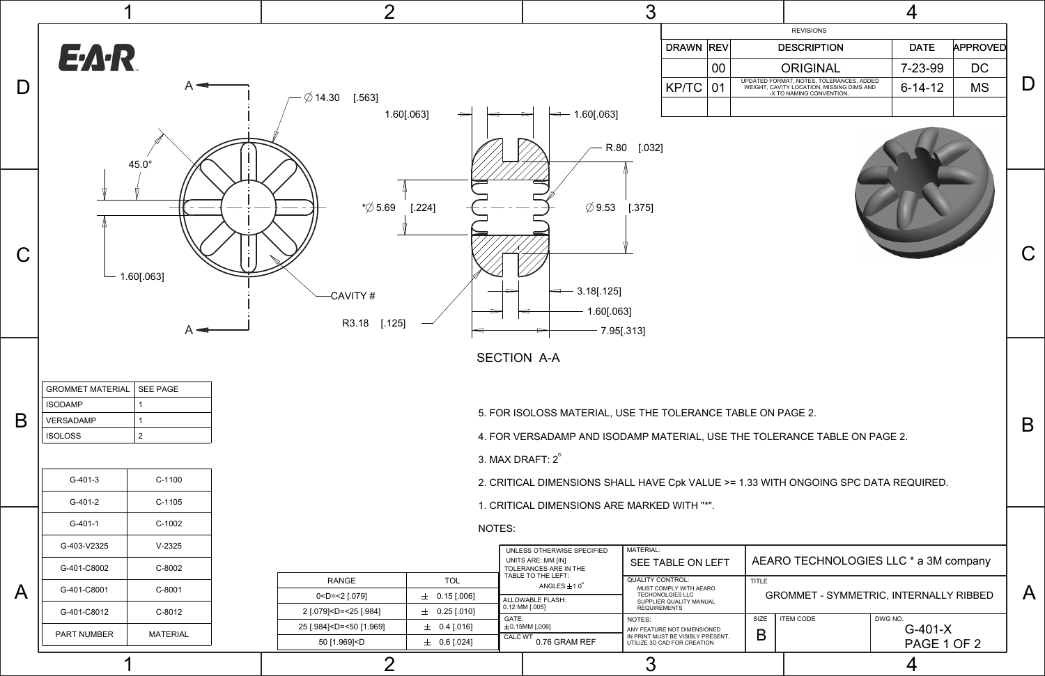# GROMMET - SYMMETRIC, INTERNALLY RIBBED

E·A·R

## REVISIONS

| DRAWN | REV | DESCRIPTION | DATE | APPROVED |
|---|---|---|---|---|
| | 00 | ORIGINAL | 7-23-99 | DC |
| KP/TC | 01 | UPDATED FORMAT, NOTES, TOLERANCES, ADDED WEIGHT, CAVITY LOCATION, MISSING DIMS AND -X TO NAMING CONVENTION. | 6-14-12 | MS |

Dimensions: ∅14.30 [.563]; 45.0°; 1.60[.063]; CAVITY #; A–A; 1.60[.063]; 1.60[.063]; R.80 [.032]; *∅5.69 [.224]; ∅9.53 [.375]; 3.18[.125]; 1.60[.063]; 7.95[.313]; R3.18 [.125]

SECTION A-A

| GROMMET MATERIAL | SEE PAGE |
|---|---|
| ISODAMP | 1 |
| VERSADAMP | 1 |
| ISOLOSS | 2 |

| PART NUMBER | MATERIAL |
|---|---|
| G-401-3 | C-1100 |
| G-401-2 | C-1105 |
| G-401-1 | C-1002 |
| G-403-V2325 | V-2325 |
| G-401-C8002 | C-8002 |
| G-401-C8001 | C-8001 |
| G-401-C8012 | C-8012 |

NOTES:

1. CRITICAL DIMENSIONS ARE MARKED WITH "*".
2. CRITICAL DIMENSIONS SHALL HAVE Cpk VALUE >= 1.33 WITH ONGOING SPC DATA REQUIRED.
3. MAX DRAFT: 2°
4. FOR VERSADAMP AND ISODAMP MATERIAL, USE THE TOLERANCE TABLE ON PAGE 2.
5. FOR ISOLOSS MATERIAL, USE THE TOLERANCE TABLE ON PAGE 2.

| RANGE | TOL |
|---|---|
| 0<D=<2 [.079] | ± 0.15 [.006] |
| 2 [.079]<D=<25 [.984] | ± 0.25 [.010] |
| 25 [.984]<D=<50 [1.969] | ± 0.4 [.016] |
| 50 [1.969]<D | ± 0.6 [.024] |

UNLESS OTHERWISE SPECIFIED UNITS ARE: MM [IN] TOLERANCES ARE IN THE TABLE TO THE LEFT: ANGLES ±1.0°

ALLOWABLE FLASH: 0.12 MM [.005]

GATE: ±0.15MM [.006]

CALC WT 0.76 GRAM REF

MATERIAL: SEE TABLE ON LEFT

QUALITY CONTROL: MUST COMPLY WITH AEARO TECHONOLGIES LLC SUPPLIER QUALITY MANUAL REQUIREMENTS

NOTES: ANY FEATURE NOT DIMENSIONED IN PRINT MUST BE VISIBLY PRESENT, UTILIZE 3D CAD FOR CREATION

AEARO TECHNOLOGIES LLC * a 3M company

TITLE: GROMMET - SYMMETRIC, INTERNALLY RIBBED

SIZE: B | ITEM CODE: | DWG NO. G-401-X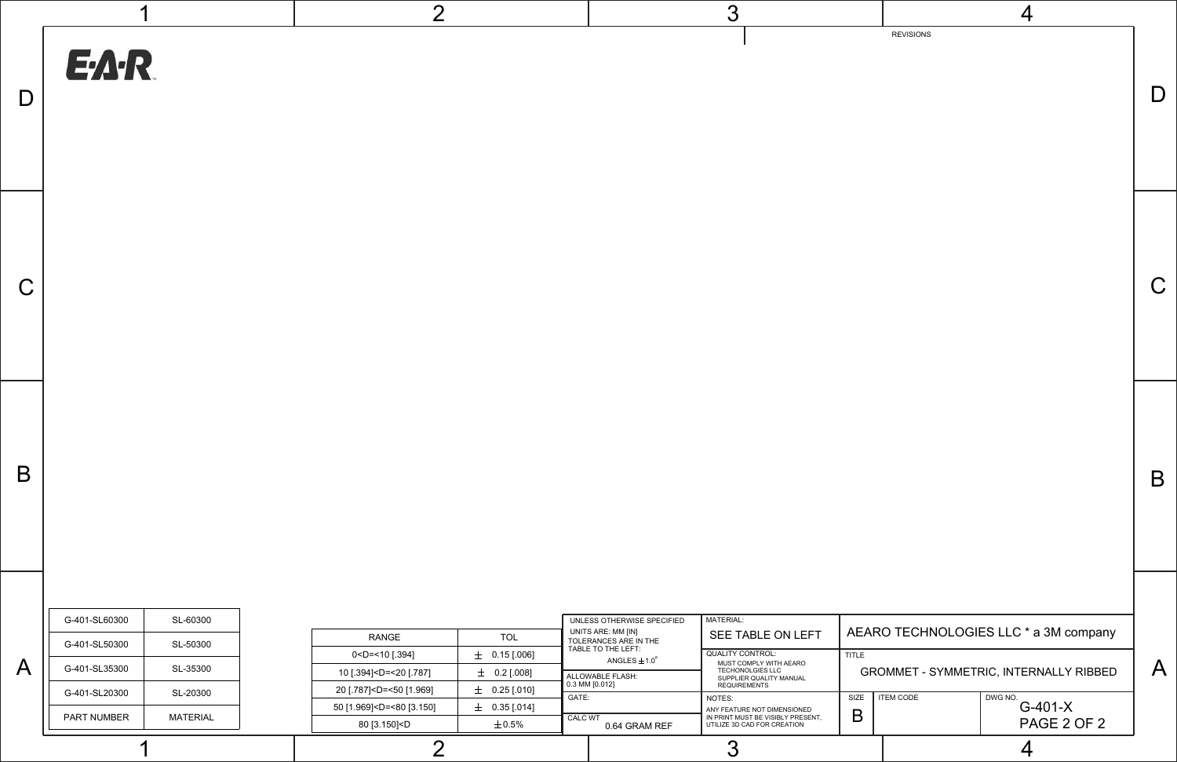E·A·R

REVISIONS

| PART NUMBER | MATERIAL |
| --- | --- |
| G-401-SL60300 | SL-60300 |
| G-401-SL50300 | SL-50300 |
| G-401-SL35300 | SL-35300 |
| G-401-SL20300 | SL-20300 |

| RANGE | TOL |
| --- | --- |
| 0<D=<10 [.394] | ± 0.15 [.006] |
| 10 [.394]<D=<20 [.787] | ± 0.2 [.008] |
| 20 [.787]<D=<50 [1.969] | ± 0.25 [.010] |
| 50 [1.969]<D=<80 [3.150] | ± 0.35 [.014] |
| 80 [3.150]<D | ±0.5% |

UNLESS OTHERWISE SPECIFIED
UNITS ARE: MM [IN]
TOLERANCES ARE IN THE TABLE TO THE LEFT:
ANGLES ±1.0°

ALLOWABLE FLASH:
0.3 MM [0.012]

GATE:

CALC WT
0.64 GRAM REF

MATERIAL:
SEE TABLE ON LEFT

QUALITY CONTROL:
MUST COMPLY WITH AEARO TECHONOLGIES LLC SUPPLIER QUALITY MANUAL REQUIREMENTS

NOTES:
ANY FEATURE NOT DIMENSIONED IN PRINT MUST BE VISIBLY PRESENT, UTILIZE 3D CAD FOR CREATION

AEARO TECHNOLOGIES LLC * a 3M company

TITLE
GROMMET - SYMMETRIC, INTERNALLY RIBBED

SIZE
B

ITEM CODE

DWG NO.
G-401-X
PAGE 2 OF 2